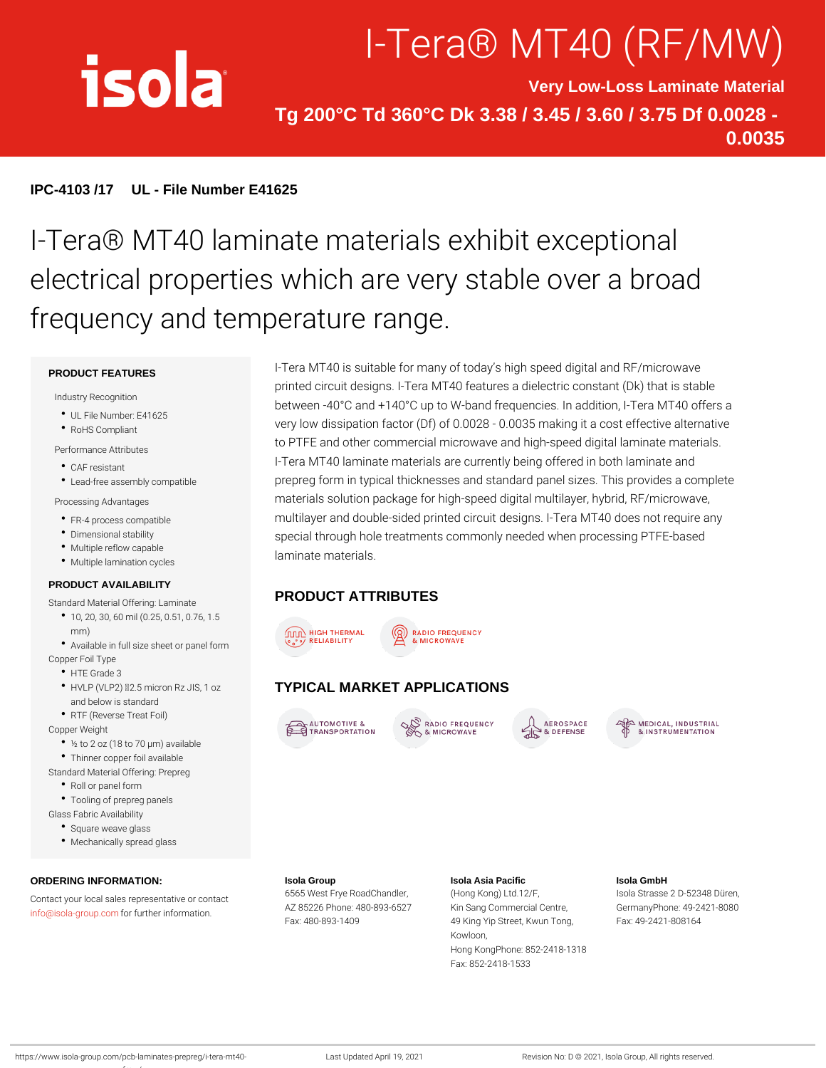# I-Tera® MT40 (RF/MW)

**Very Low-Loss Laminate Material**

**Tg 200°C Td 360°C Dk 3.38 / 3.45 / 3.60 / 3.75 Df 0.0028 - 0.0035**

**IPC-4103 /17 UL - File Number E41625**

## I-Tera® MT40 laminate materials exhibit exceptional electrical properties which are very stable over a broad frequency and temperature range.

I-Tera MT40 is suitable for many of today's high speed digital and RF/microwave printed circuit designs. I-Tera MT40 features a dielectric constant (Dk) that is stable between -40°C and +140°C up to W-band frequencies. In addition, I-Tera MT40 offers a very low dissipation factor (Df) of 0.0028 - 0.0035 making it a cost effective alternative to PTFE and other commercial microwave and high-speed digital laminate materials. I-Tera MT40 laminate materials are currently being offered in both laminate and prepreg form in typical thicknesses and standard panel sizes. This provides a complete materials solution package for high-speed digital multilayer, hybrid, RF/microwave, multilayer and double-sided printed circuit designs. I-Tera MT40 does not require any special through hole treatments commonly needed when processing PTFE-based laminate materials.

### PRODUCT FEATURES

Industry Recognition

- UL File Number: E41625
- RoHS Compliant

Performance Attributes

- CAF resistant
- Lead-free assembly compatible

Processing Advantages

- FR-4 process compatible
- Dimensional stability
- Multiple reflow capable
- Multiple lamination cycles

### PRODUCT AVAILABILITY

Standard Material Offering: Laminate

- 10, 20, 30, 60 mil (0.25, 0.51, 0.76, 1.5 mm)
- Available in full size sheet or panel form

Copper Foil Type

- HTE Grade 3
- HVLP (VLP2) 2.5 micron Rz JIS, 1 oz and below is standard
- RTF (Reverse Treat Foil)

Copper Weight

- ½ to 2 oz (18 to 70 µm) available
- Thinner copper foil available

Standard Material Offering: Prepreg

- Roll or panel form
- Tooling of prepreg panels

Glass Fabric Availability

- Square weave glass
- Mechanically spread glass

### PRODUCT ATTRIBUTES

- HIGH THERMAL RELIABILITY
- RADIO FREQUENCY & MICROWAVE

### TYPICAL MARKET APPLICATIONS

- AUTOMOTIVE & TRANSPORTATION
- RADIO FREQUENCY & MICROWAVE
- AEROSPACE & DEFENSE
- MEDICAL, INDUSTRIAL & INSTRUMENTATION

### ORDERING INFORMATION:

Contact your local sales representative or contact info@isola-group.com for further information.

**Isola Group**
6565 West Frye RoadChandler, AZ 85226 Phone: 480-893-6527
Fax: 480-893-1409

**Isola Asia Pacific**
(Hong Kong) Ltd.12/F, Kin Sang Commercial Centre, 49 King Yip Street, Kwun Tong, Kowloon, Hong KongPhone: 852-2418-1318
Fax: 852-2418-1533

**Isola GmbH**
Isola Strasse 2 D-52348 Düren, GermanyPhone: 49-2421-8080
Fax: 49-2421-808164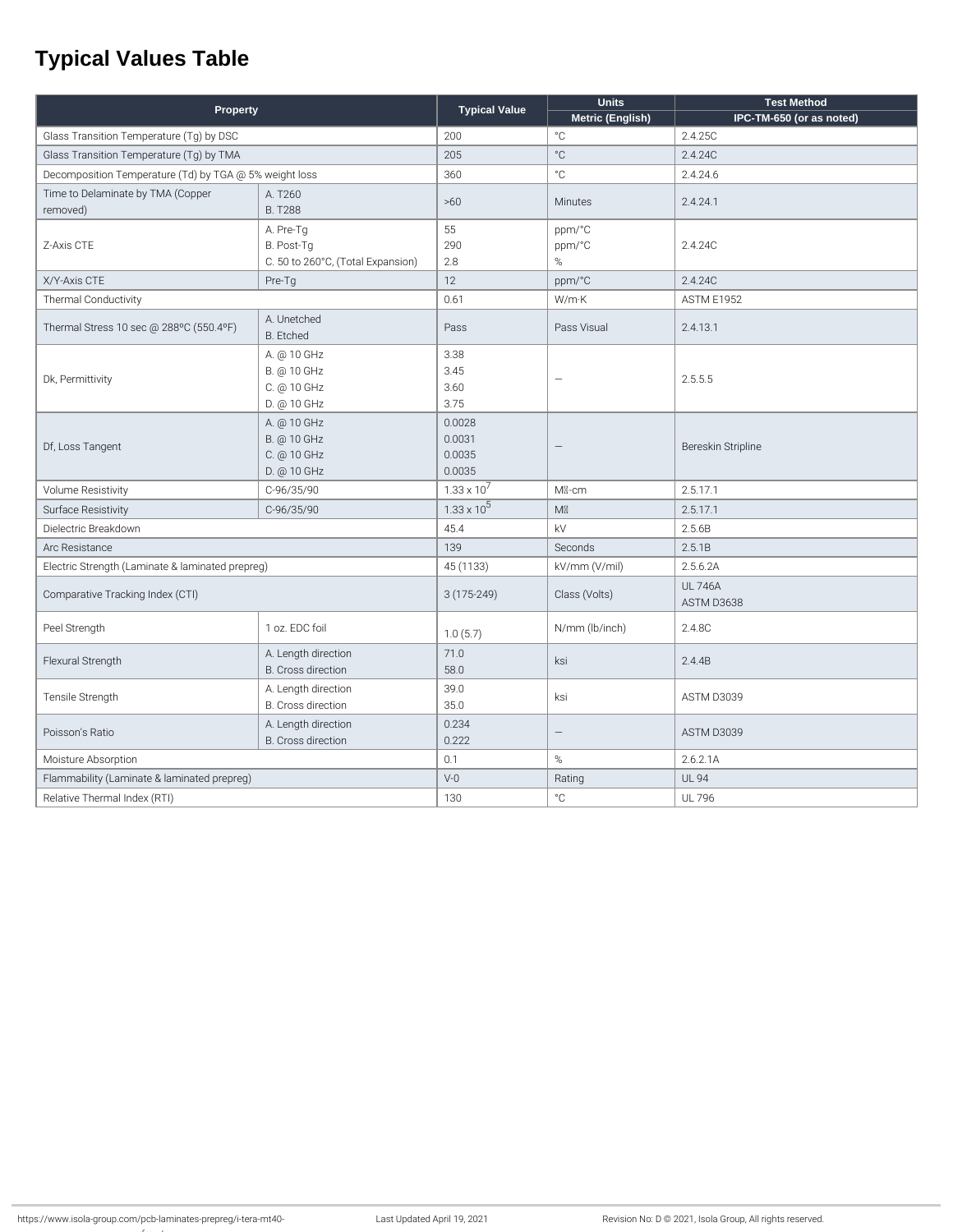# Typical Values Table

| Property | | Typical Value | Units | Test Method |
|---|---|---|---|---|
| | | | Metric (English) | IPC-TM-650 (or as noted) |
| Glass Transition Temperature (Tg) by DSC | | 200 | °C | 2.4.25C |
| Glass Transition Temperature (Tg) by TMA | | 205 | °C | 2.4.24C |
| Decomposition Temperature (Td) by TGA @ 5% weight loss | | 360 | °C | 2.4.24.6 |
| Time to Delaminate by TMA (Copper removed) | A. T260<br>B. T288 | >60 | Minutes | 2.4.24.1 |
| Z-Axis CTE | A. Pre-Tg<br>B. Post-Tg<br>C. 50 to 260°C, (Total Expansion) | 55<br>290<br>2.8 | ppm/°C<br>ppm/°C<br>% | 2.4.24C |
| X/Y-Axis CTE | Pre-Tg | 12 | ppm/°C | 2.4.24C |
| Thermal Conductivity | | 0.61 | W/m·K | ASTM E1952 |
| Thermal Stress 10 sec @ 288ºC (550.4ºF) | A. Unetched<br>B. Etched | Pass | Pass Visual | 2.4.13.1 |
| Dk, Permittivity | A. @ 10 GHz<br>B. @ 10 GHz<br>C. @ 10 GHz<br>D. @ 10 GHz | 3.38<br>3.45<br>3.60<br>3.75 | — | 2.5.5.5 |
| Df, Loss Tangent | A. @ 10 GHz<br>B. @ 10 GHz<br>C. @ 10 GHz<br>D. @ 10 GHz | 0.0028<br>0.0031<br>0.0035<br>0.0035 | — | Bereskin Stripline |
| Volume Resistivity | C-96/35/90 | $1.33 \times 10^7$ | MΩ-cm | 2.5.17.1 |
| Surface Resistivity | C-96/35/90 | $1.33 \times 10^5$ | MΩ | 2.5.17.1 |
| Dielectric Breakdown | | 45.4 | kV | 2.5.6B |
| Arc Resistance | | 139 | Seconds | 2.5.1B |
| Electric Strength (Laminate & laminated prepreg) | | 45 (1133) | kV/mm (V/mil) | 2.5.6.2A |
| Comparative Tracking Index (CTI) | | 3 (175-249) | Class (Volts) | UL 746A<br>ASTM D3638 |
| Peel Strength | 1 oz. EDC foil | 1.0 (5.7) | N/mm (lb/inch) | 2.4.8C |
| Flexural Strength | A. Length direction<br>B. Cross direction | 71.0<br>58.0 | ksi | 2.4.4B |
| Tensile Strength | A. Length direction<br>B. Cross direction | 39.0<br>35.0 | ksi | ASTM D3039 |
| Poisson's Ratio | A. Length direction<br>B. Cross direction | 0.234<br>0.222 | — | ASTM D3039 |
| Moisture Absorption | | 0.1 | % | 2.6.2.1A |
| Flammability (Laminate & laminated prepreg) | | V-0 | Rating | UL 94 |
| Relative Thermal Index (RTI) | | 130 | °C | UL 796 |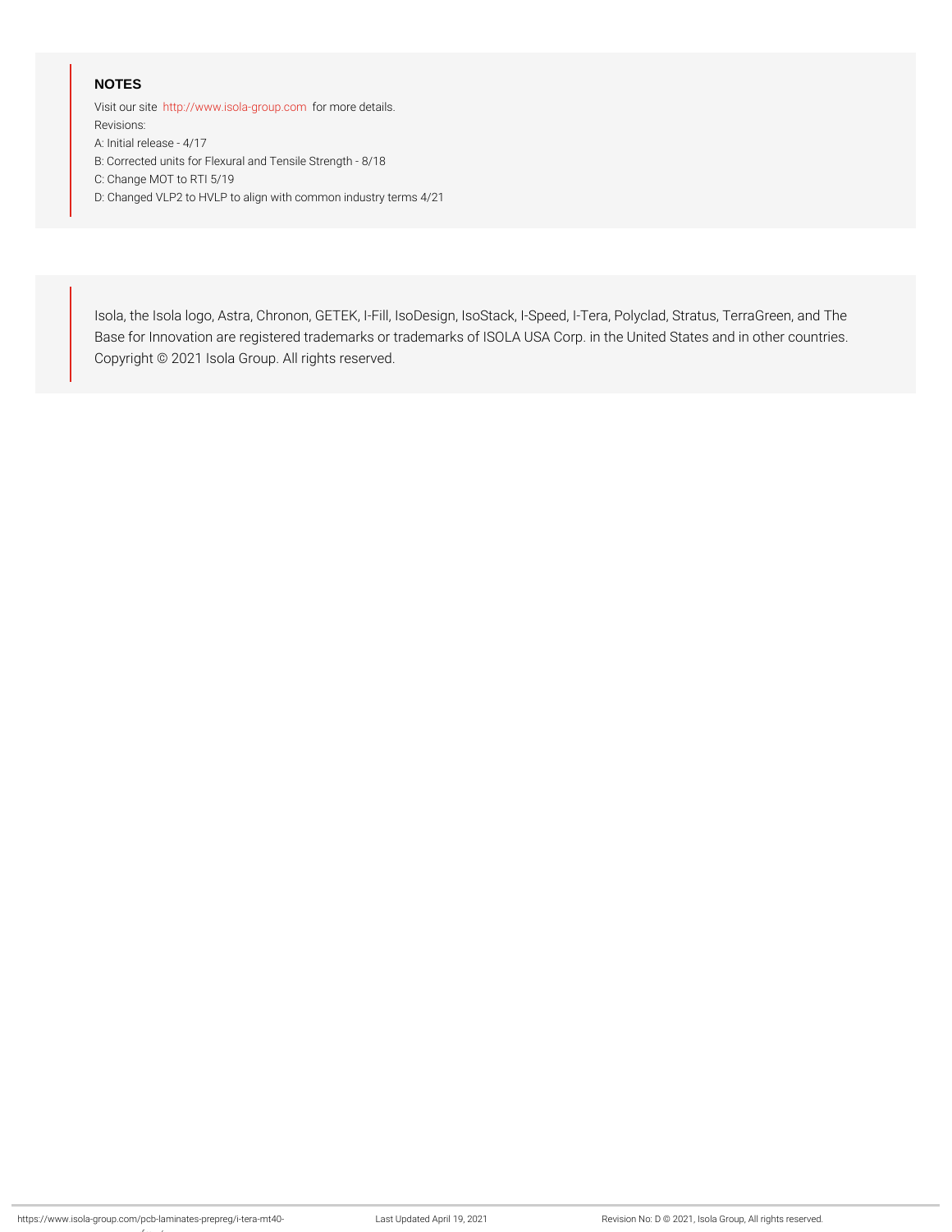## NOTES

Visit our site http://www.isola-group.com for more details.

Revisions:

A: Initial release - 4/17

B: Corrected units for Flexural and Tensile Strength - 8/18

C: Change MOT to RTI 5/19

D: Changed VLP2 to HVLP to align with common industry terms 4/21

Isola, the Isola logo, Astra, Chronon, GETEK, I-Fill, IsoDesign, IsoStack, I-Speed, I-Tera, Polyclad, Stratus, TerraGreen, and The Base for Innovation are registered trademarks or trademarks of ISOLA USA Corp. in the United States and in other countries. Copyright © 2021 Isola Group. All rights reserved.